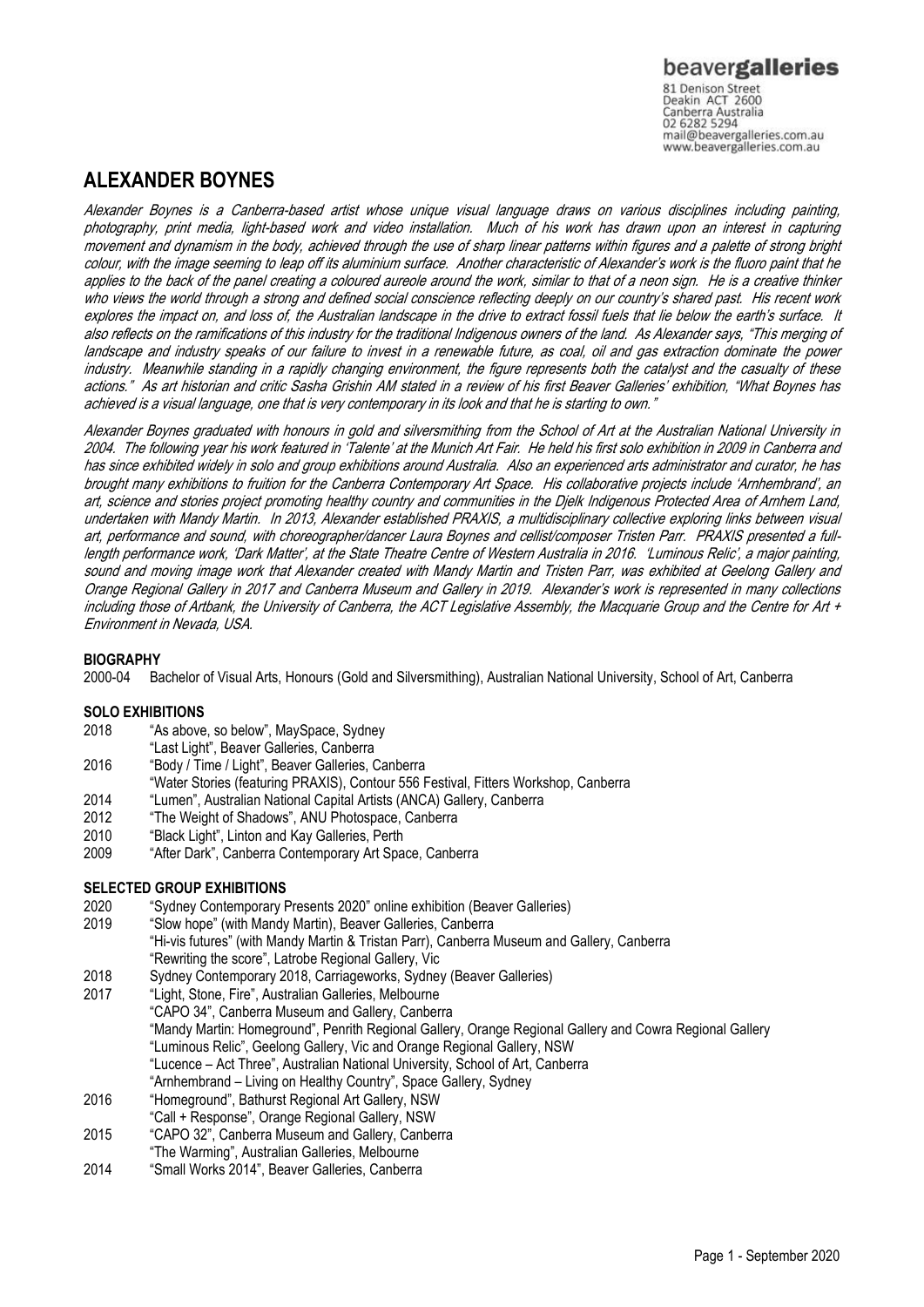beavergalleries
81 Denison Street
Deakin ACT 2600
Canberra Australia
02 6282 5294
mail@beavergalleries.com.au
www.beavergalleries.com.au

# ALEXANDER BOYNES

*Alexander Boynes is a Canberra-based artist whose unique visual language draws on various disciplines including painting, photography, print media, light-based work and video installation. Much of his work has drawn upon an interest in capturing movement and dynamism in the body, achieved through the use of sharp linear patterns within figures and a palette of strong bright colour, with the image seeming to leap off its aluminium surface. Another characteristic of Alexander's work is the fluoro paint that he applies to the back of the panel creating a coloured aureole around the work, similar to that of a neon sign. He is a creative thinker who views the world through a strong and defined social conscience reflecting deeply on our country's shared past. His recent work explores the impact on, and loss of, the Australian landscape in the drive to extract fossil fuels that lie below the earth's surface. It also reflects on the ramifications of this industry for the traditional Indigenous owners of the land. As Alexander says, "This merging of landscape and industry speaks of our failure to invest in a renewable future, as coal, oil and gas extraction dominate the power industry. Meanwhile standing in a rapidly changing environment, the figure represents both the catalyst and the casualty of these actions." As art historian and critic Sasha Grishin AM stated in a review of his first Beaver Galleries' exhibition, "What Boynes has achieved is a visual language, one that is very contemporary in its look and that he is starting to own."*

*Alexander Boynes graduated with honours in gold and silversmithing from the School of Art at the Australian National University in 2004. The following year his work featured in 'Talente' at the Munich Art Fair. He held his first solo exhibition in 2009 in Canberra and has since exhibited widely in solo and group exhibitions around Australia. Also an experienced arts administrator and curator, he has brought many exhibitions to fruition for the Canberra Contemporary Art Space. His collaborative projects include 'Arnhembrand', an art, science and stories project promoting healthy country and communities in the Djelk Indigenous Protected Area of Arnhem Land, undertaken with Mandy Martin. In 2013, Alexander established PRAXIS, a multidisciplinary collective exploring links between visual art, performance and sound, with choreographer/dancer Laura Boynes and cellist/composer Tristen Parr. PRAXIS presented a full-length performance work, 'Dark Matter', at the State Theatre Centre of Western Australia in 2016. 'Luminous Relic', a major painting, sound and moving image work that Alexander created with Mandy Martin and Tristen Parr, was exhibited at Geelong Gallery and Orange Regional Gallery in 2017 and Canberra Museum and Gallery in 2019. Alexander's work is represented in many collections including those of Artbank, the University of Canberra, the ACT Legislative Assembly, the Macquarie Group and the Centre for Art + Environment in Nevada, USA.*

## BIOGRAPHY

2000-04 Bachelor of Visual Arts, Honours (Gold and Silversmithing), Australian National University, School of Art, Canberra

## SOLO EXHIBITIONS

2018 "As above, so below", MaySpace, Sydney
"Last Light", Beaver Galleries, Canberra
2016 "Body / Time / Light", Beaver Galleries, Canberra
"Water Stories (featuring PRAXIS), Contour 556 Festival, Fitters Workshop, Canberra
2014 "Lumen", Australian National Capital Artists (ANCA) Gallery, Canberra
2012 "The Weight of Shadows", ANU Photospace, Canberra
2010 "Black Light", Linton and Kay Galleries, Perth
2009 "After Dark", Canberra Contemporary Art Space, Canberra

## SELECTED GROUP EXHIBITIONS

2020 "Sydney Contemporary Presents 2020" online exhibition (Beaver Galleries)
2019 "Slow hope" (with Mandy Martin), Beaver Galleries, Canberra
"Hi-vis futures" (with Mandy Martin & Tristan Parr), Canberra Museum and Gallery, Canberra
"Rewriting the score", Latrobe Regional Gallery, Vic
2018 Sydney Contemporary 2018, Carriageworks, Sydney (Beaver Galleries)
2017 "Light, Stone, Fire", Australian Galleries, Melbourne
"CAPO 34", Canberra Museum and Gallery, Canberra
"Mandy Martin: Homeground", Penrith Regional Gallery, Orange Regional Gallery and Cowra Regional Gallery
"Luminous Relic", Geelong Gallery, Vic and Orange Regional Gallery, NSW
"Lucence – Act Three", Australian National University, School of Art, Canberra
"Arnhembrand – Living on Healthy Country", Space Gallery, Sydney
2016 "Homeground", Bathurst Regional Art Gallery, NSW
"Call + Response", Orange Regional Gallery, NSW
2015 "CAPO 32", Canberra Museum and Gallery, Canberra
"The Warming", Australian Galleries, Melbourne
2014 "Small Works 2014", Beaver Galleries, Canberra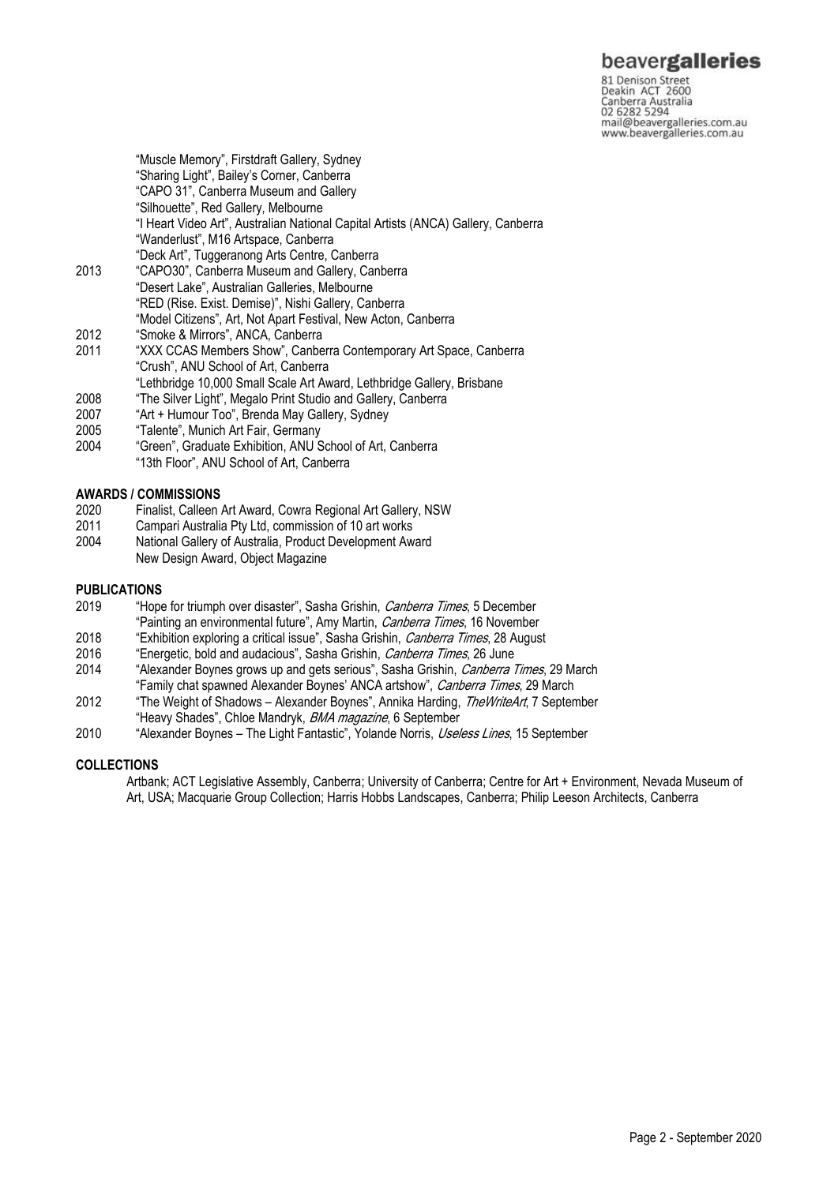"Muscle Memory", Firstdraft Gallery, Sydney
"Sharing Light", Bailey's Corner, Canberra
"CAPO 31", Canberra Museum and Gallery
"Silhouette", Red Gallery, Melbourne
"I Heart Video Art", Australian National Capital Artists (ANCA) Gallery, Canberra
"Wanderlust", M16 Artspace, Canberra
"Deck Art", Tuggeranong Arts Centre, Canberra

2013 "CAPO30", Canberra Museum and Gallery, Canberra
"Desert Lake", Australian Galleries, Melbourne
"RED (Rise. Exist. Demise)", Nishi Gallery, Canberra
"Model Citizens", Art, Not Apart Festival, New Acton, Canberra

2012 "Smoke & Mirrors", ANCA, Canberra

2011 "XXX CCAS Members Show", Canberra Contemporary Art Space, Canberra
"Crush", ANU School of Art, Canberra
"Lethbridge 10,000 Small Scale Art Award, Lethbridge Gallery, Brisbane

2008 "The Silver Light", Megalo Print Studio and Gallery, Canberra

2007 "Art + Humour Too", Brenda May Gallery, Sydney

2005 "Talente", Munich Art Fair, Germany

2004 "Green", Graduate Exhibition, ANU School of Art, Canberra
"13th Floor", ANU School of Art, Canberra

**AWARDS / COMMISSIONS**

2020 Finalist, Calleen Art Award, Cowra Regional Art Gallery, NSW

2011 Campari Australia Pty Ltd, commission of 10 art works

2004 National Gallery of Australia, Product Development Award
New Design Award, Object Magazine

**PUBLICATIONS**

2019 "Hope for triumph over disaster", Sasha Grishin, *Canberra Times*, 5 December
"Painting an environmental future", Amy Martin, *Canberra Times*, 16 November

2018 "Exhibition exploring a critical issue", Sasha Grishin, *Canberra Times*, 28 August

2016 "Energetic, bold and audacious", Sasha Grishin, *Canberra Times*, 26 June

2014 "Alexander Boynes grows up and gets serious", Sasha Grishin, *Canberra Times*, 29 March
"Family chat spawned Alexander Boynes' ANCA artshow", *Canberra Times*, 29 March

2012 "The Weight of Shadows – Alexander Boynes", Annika Harding, *TheWriteArt*, 7 September
"Heavy Shades", Chloe Mandryk, *BMA magazine*, 6 September

2010 "Alexander Boynes – The Light Fantastic", Yolande Norris, *Useless Lines*, 15 September

**COLLECTIONS**

Artbank; ACT Legislative Assembly, Canberra; University of Canberra; Centre for Art + Environment, Nevada Museum of Art, USA; Macquarie Group Collection; Harris Hobbs Landscapes, Canberra; Philip Leeson Architects, Canberra